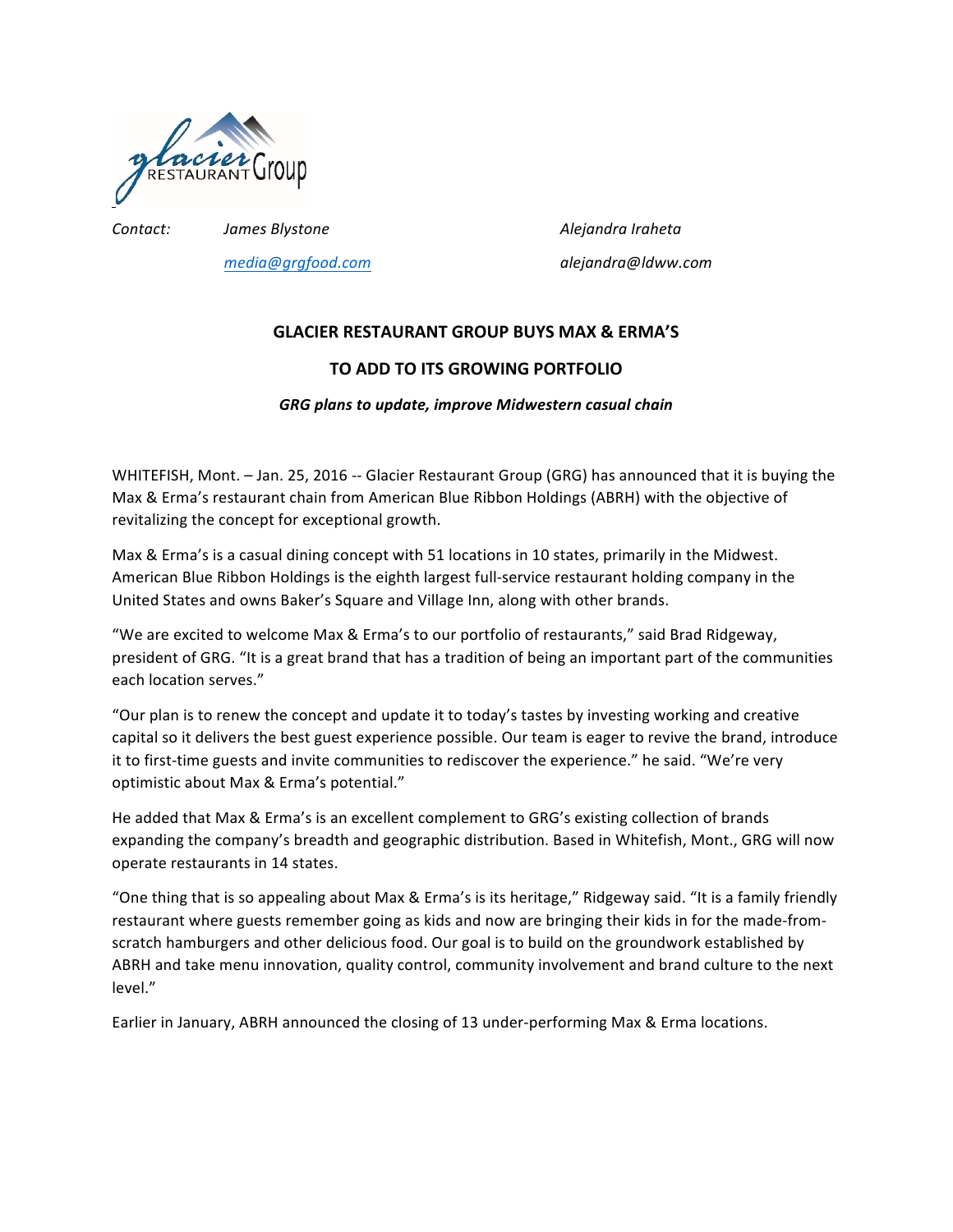Contact: James Blystone Alejandra Iraheta

media@grgfood.com alejandra@ldww.com

## GLACIER RESTAURANT GROUP BUYS MAX & ERMA'S

## TO ADD TO ITS GROWING PORTFOLIO

***GRG plans to update, improve Midwestern casual chain***

WHITEFISH, Mont. – Jan. 25, 2016 -- Glacier Restaurant Group (GRG) has announced that it is buying the Max & Erma's restaurant chain from American Blue Ribbon Holdings (ABRH) with the objective of revitalizing the concept for exceptional growth.

Max & Erma's is a casual dining concept with 51 locations in 10 states, primarily in the Midwest. American Blue Ribbon Holdings is the eighth largest full-service restaurant holding company in the United States and owns Baker's Square and Village Inn, along with other brands.

"We are excited to welcome Max & Erma's to our portfolio of restaurants," said Brad Ridgeway, president of GRG. "It is a great brand that has a tradition of being an important part of the communities each location serves."

"Our plan is to renew the concept and update it to today's tastes by investing working and creative capital so it delivers the best guest experience possible. Our team is eager to revive the brand, introduce it to first-time guests and invite communities to rediscover the experience." he said. "We're very optimistic about Max & Erma's potential."

He added that Max & Erma's is an excellent complement to GRG's existing collection of brands expanding the company's breadth and geographic distribution. Based in Whitefish, Mont., GRG will now operate restaurants in 14 states.

"One thing that is so appealing about Max & Erma's is its heritage," Ridgeway said. "It is a family friendly restaurant where guests remember going as kids and now are bringing their kids in for the made-from-scratch hamburgers and other delicious food. Our goal is to build on the groundwork established by ABRH and take menu innovation, quality control, community involvement and brand culture to the next level."

Earlier in January, ABRH announced the closing of 13 under-performing Max & Erma locations.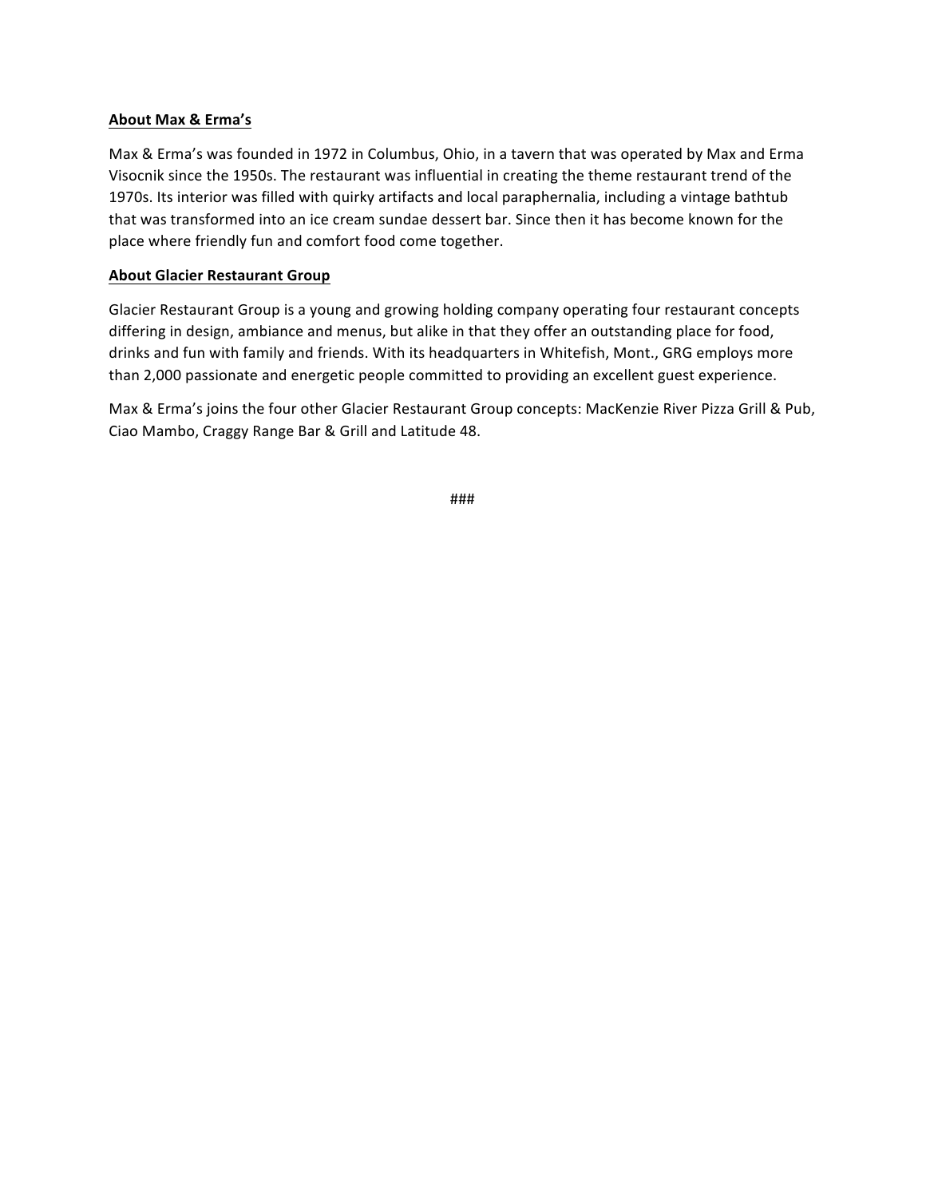**About Max & Erma's**

Max & Erma's was founded in 1972 in Columbus, Ohio, in a tavern that was operated by Max and Erma Visocnik since the 1950s. The restaurant was influential in creating the theme restaurant trend of the 1970s. Its interior was filled with quirky artifacts and local paraphernalia, including a vintage bathtub that was transformed into an ice cream sundae dessert bar. Since then it has become known for the place where friendly fun and comfort food come together.

**About Glacier Restaurant Group**

Glacier Restaurant Group is a young and growing holding company operating four restaurant concepts differing in design, ambiance and menus, but alike in that they offer an outstanding place for food, drinks and fun with family and friends. With its headquarters in Whitefish, Mont., GRG employs more than 2,000 passionate and energetic people committed to providing an excellent guest experience.

Max & Erma's joins the four other Glacier Restaurant Group concepts: MacKenzie River Pizza Grill & Pub, Ciao Mambo, Craggy Range Bar & Grill and Latitude 48.

###